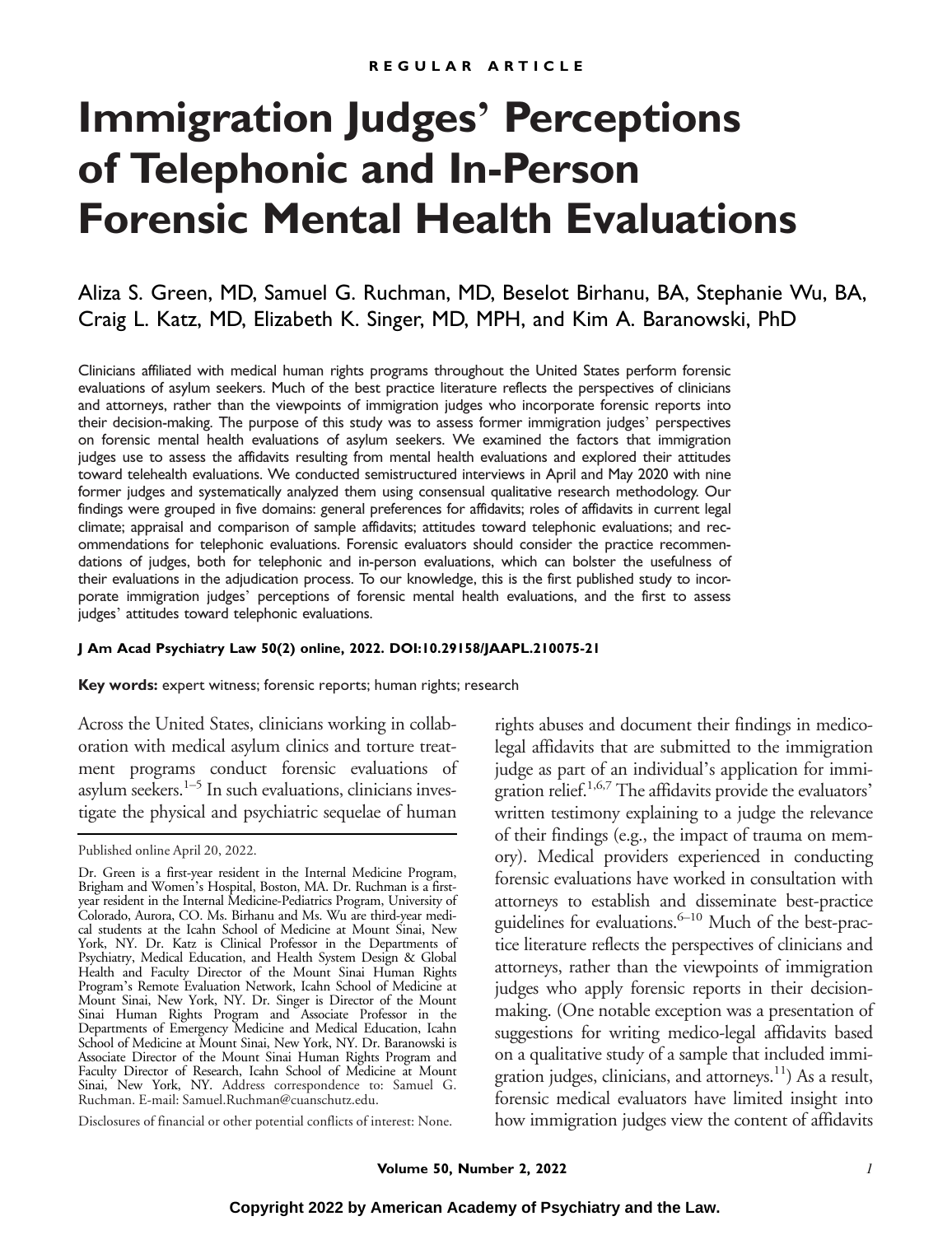REGULAR ARTICLE

# Immigration Judges' Perceptions of Telephonic and In-Person Forensic Mental Health Evaluations

Aliza S. Green, MD, Samuel G. Ruchman, MD, Beselot Birhanu, BA, Stephanie Wu, BA, Craig L. Katz, MD, Elizabeth K. Singer, MD, MPH, and Kim A. Baranowski, PhD

Clinicians affiliated with medical human rights programs throughout the United States perform forensic evaluations of asylum seekers. Much of the best practice literature reflects the perspectives of clinicians and attorneys, rather than the viewpoints of immigration judges who incorporate forensic reports into their decision-making. The purpose of this study was to assess former immigration judges' perspectives on forensic mental health evaluations of asylum seekers. We examined the factors that immigration judges use to assess the affidavits resulting from mental health evaluations and explored their attitudes toward telehealth evaluations. We conducted semistructured interviews in April and May 2020 with nine former judges and systematically analyzed them using consensual qualitative research methodology. Our findings were grouped in five domains: general preferences for affidavits; roles of affidavits in current legal climate; appraisal and comparison of sample affidavits; attitudes toward telephonic evaluations; and recommendations for telephonic evaluations. Forensic evaluators should consider the practice recommendations of judges, both for telephonic and in-person evaluations, which can bolster the usefulness of their evaluations in the adjudication process. To our knowledge, this is the first published study to incorporate immigration judges' perceptions of forensic mental health evaluations, and the first to assess judges' attitudes toward telephonic evaluations.

**J Am Acad Psychiatry Law 50(2) online, 2022. DOI:10.29158/JAAPL.210075-21**

**Key words:** expert witness; forensic reports; human rights; research

Across the United States, clinicians working in collaboration with medical asylum clinics and torture treatment programs conduct forensic evaluations of asylum seekers.[1–5] In such evaluations, clinicians investigate the physical and psychiatric sequelae of human rights abuses and document their findings in medico-legal affidavits that are submitted to the immigration judge as part of an individual's application for immigration relief.[1,6,7] The affidavits provide the evaluators' written testimony explaining to a judge the relevance of their findings (e.g., the impact of trauma on memory). Medical providers experienced in conducting forensic evaluations have worked in consultation with attorneys to establish and disseminate best-practice guidelines for evaluations.[6–10] Much of the best-practice literature reflects the perspectives of clinicians and attorneys, rather than the viewpoints of immigration judges who apply forensic reports in their decision-making. (One notable exception was a presentation of suggestions for writing medico-legal affidavits based on a qualitative study of a sample that included immigration judges, clinicians, and attorneys.[11]) As a result, forensic medical evaluators have limited insight into how immigration judges view the content of affidavits

Published online April 20, 2022.

Dr. Green is a first-year resident in the Internal Medicine Program, Brigham and Women's Hospital, Boston, MA. Dr. Ruchman is a first-year resident in the Internal Medicine-Pediatrics Program, University of Colorado, Aurora, CO. Ms. Birhanu and Ms. Wu are third-year medical students at the Icahn School of Medicine at Mount Sinai, New York, NY. Dr. Katz is Clinical Professor in the Departments of Psychiatry, Medical Education, and Health System Design & Global Health and Faculty Director of the Mount Sinai Human Rights Program's Remote Evaluation Network, Icahn School of Medicine at Mount Sinai, New York, NY. Dr. Singer is Director of the Mount Sinai Human Rights Program and Associate Professor in the Departments of Emergency Medicine and Medical Education, Icahn School of Medicine at Mount Sinai, New York, NY. Dr. Baranowski is Associate Director of the Mount Sinai Human Rights Program and Faculty Director of Research, Icahn School of Medicine at Mount Sinai, New York, NY. Address correspondence to: Samuel G. Ruchman. E-mail: Samuel.Ruchman@cuanschutz.edu.

Disclosures of financial or other potential conflicts of interest: None.

Copyright 2022 by American Academy of Psychiatry and the Law.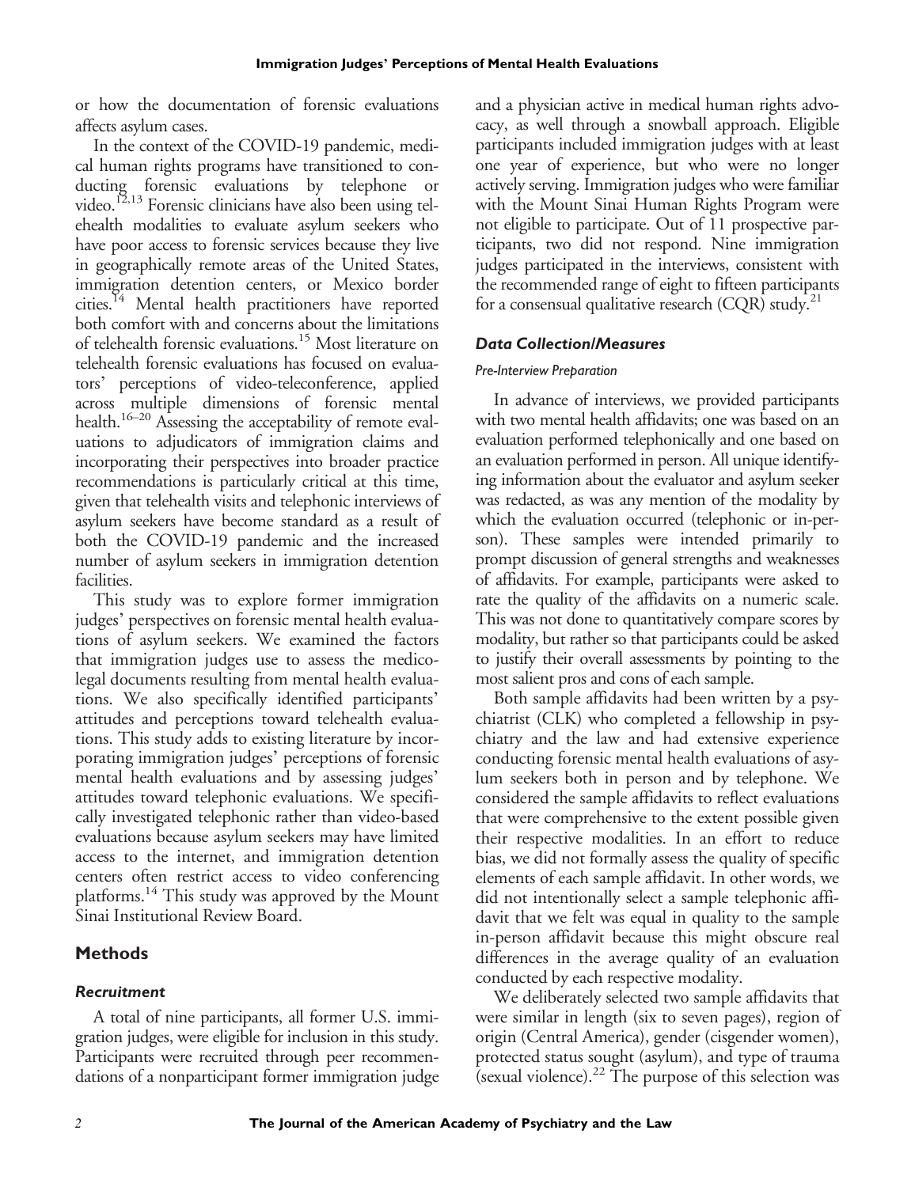or how the documentation of forensic evaluations affects asylum cases.

In the context of the COVID-19 pandemic, medical human rights programs have transitioned to conducting forensic evaluations by telephone or video.[12,13] Forensic clinicians have also been using telehealth modalities to evaluate asylum seekers who have poor access to forensic services because they live in geographically remote areas of the United States, immigration detention centers, or Mexico border cities.[14] Mental health practitioners have reported both comfort with and concerns about the limitations of telehealth forensic evaluations.[15] Most literature on telehealth forensic evaluations has focused on evaluators' perceptions of video-teleconference, applied across multiple dimensions of forensic mental health.[16–20] Assessing the acceptability of remote evaluations to adjudicators of immigration claims and incorporating their perspectives into broader practice recommendations is particularly critical at this time, given that telehealth visits and telephonic interviews of asylum seekers have become standard as a result of both the COVID-19 pandemic and the increased number of asylum seekers in immigration detention facilities.

This study was to explore former immigration judges' perspectives on forensic mental health evaluations of asylum seekers. We examined the factors that immigration judges use to assess the medicolegal documents resulting from mental health evaluations. We also specifically identified participants' attitudes and perceptions toward telehealth evaluations. This study adds to existing literature by incorporating immigration judges' perceptions of forensic mental health evaluations and by assessing judges' attitudes toward telephonic evaluations. We specifically investigated telephonic rather than video-based evaluations because asylum seekers may have limited access to the internet, and immigration detention centers often restrict access to video conferencing platforms.[14] This study was approved by the Mount Sinai Institutional Review Board.

## Methods

### *Recruitment*

A total of nine participants, all former U.S. immigration judges, were eligible for inclusion in this study. Participants were recruited through peer recommendations of a nonparticipant former immigration judge and a physician active in medical human rights advocacy, as well through a snowball approach. Eligible participants included immigration judges with at least one year of experience, but who were no longer actively serving. Immigration judges who were familiar with the Mount Sinai Human Rights Program were not eligible to participate. Out of 11 prospective participants, two did not respond. Nine immigration judges participated in the interviews, consistent with the recommended range of eight to fifteen participants for a consensual qualitative research (CQR) study.[21]

### *Data Collection/Measures*

#### *Pre-Interview Preparation*

In advance of interviews, we provided participants with two mental health affidavits; one was based on an evaluation performed telephonically and one based on an evaluation performed in person. All unique identifying information about the evaluator and asylum seeker was redacted, as was any mention of the modality by which the evaluation occurred (telephonic or in-person). These samples were intended primarily to prompt discussion of general strengths and weaknesses of affidavits. For example, participants were asked to rate the quality of the affidavits on a numeric scale. This was not done to quantitatively compare scores by modality, but rather so that participants could be asked to justify their overall assessments by pointing to the most salient pros and cons of each sample.

Both sample affidavits had been written by a psychiatrist (CLK) who completed a fellowship in psychiatry and the law and had extensive experience conducting forensic mental health evaluations of asylum seekers both in person and by telephone. We considered the sample affidavits to reflect evaluations that were comprehensive to the extent possible given their respective modalities. In an effort to reduce bias, we did not formally assess the quality of specific elements of each sample affidavit. In other words, we did not intentionally select a sample telephonic affidavit that we felt was equal in quality to the sample in-person affidavit because this might obscure real differences in the average quality of an evaluation conducted by each respective modality.

We deliberately selected two sample affidavits that were similar in length (six to seven pages), region of origin (Central America), gender (cisgender women), protected status sought (asylum), and type of trauma (sexual violence).[22] The purpose of this selection was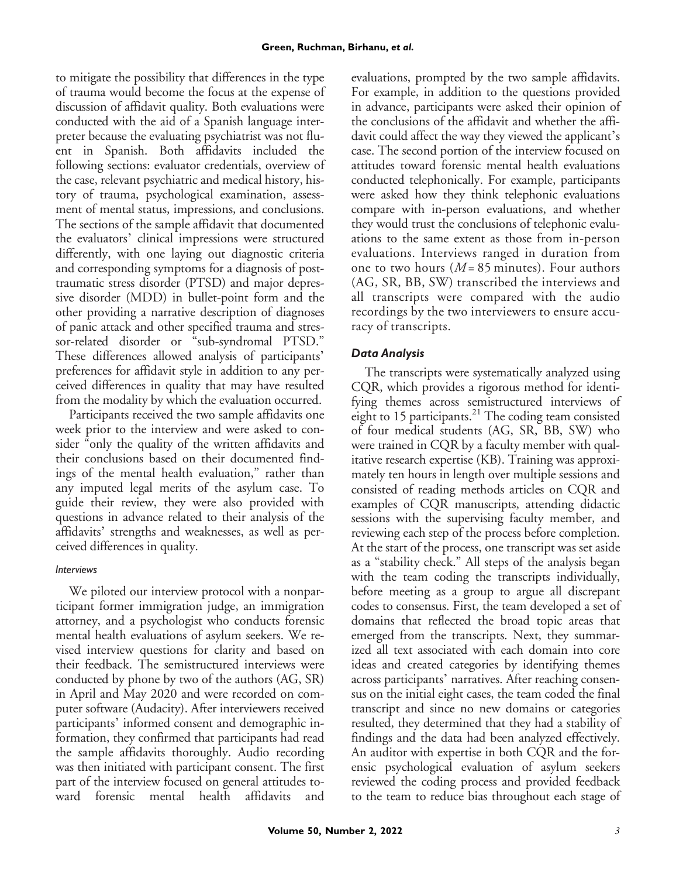to mitigate the possibility that differences in the type of trauma would become the focus at the expense of discussion of affidavit quality. Both evaluations were conducted with the aid of a Spanish language interpreter because the evaluating psychiatrist was not fluent in Spanish. Both affidavits included the following sections: evaluator credentials, overview of the case, relevant psychiatric and medical history, history of trauma, psychological examination, assessment of mental status, impressions, and conclusions. The sections of the sample affidavit that documented the evaluators' clinical impressions were structured differently, with one laying out diagnostic criteria and corresponding symptoms for a diagnosis of posttraumatic stress disorder (PTSD) and major depressive disorder (MDD) in bullet-point form and the other providing a narrative description of diagnoses of panic attack and other specified trauma and stressor-related disorder or "sub-syndromal PTSD." These differences allowed analysis of participants' preferences for affidavit style in addition to any perceived differences in quality that may have resulted from the modality by which the evaluation occurred.

Participants received the two sample affidavits one week prior to the interview and were asked to consider "only the quality of the written affidavits and their conclusions based on their documented findings of the mental health evaluation," rather than any imputed legal merits of the asylum case. To guide their review, they were also provided with questions in advance related to their analysis of the affidavits' strengths and weaknesses, as well as perceived differences in quality.

#### *Interviews*

We piloted our interview protocol with a nonparticipant former immigration judge, an immigration attorney, and a psychologist who conducts forensic mental health evaluations of asylum seekers. We revised interview questions for clarity and based on their feedback. The semistructured interviews were conducted by phone by two of the authors (AG, SR) in April and May 2020 and were recorded on computer software (Audacity). After interviewers received participants' informed consent and demographic information, they confirmed that participants had read the sample affidavits thoroughly. Audio recording was then initiated with participant consent. The first part of the interview focused on general attitudes toward forensic mental health affidavits and evaluations, prompted by the two sample affidavits. For example, in addition to the questions provided in advance, participants were asked their opinion of the conclusions of the affidavit and whether the affidavit could affect the way they viewed the applicant's case. The second portion of the interview focused on attitudes toward forensic mental health evaluations conducted telephonically. For example, participants were asked how they think telephonic evaluations compare with in-person evaluations, and whether they would trust the conclusions of telephonic evaluations to the same extent as those from in-person evaluations. Interviews ranged in duration from one to two hours ($M = 85$ minutes). Four authors (AG, SR, BB, SW) transcribed the interviews and all transcripts were compared with the audio recordings by the two interviewers to ensure accuracy of transcripts.

### *Data Analysis*

The transcripts were systematically analyzed using CQR, which provides a rigorous method for identifying themes across semistructured interviews of eight to 15 participants.[21] The coding team consisted of four medical students (AG, SR, BB, SW) who were trained in CQR by a faculty member with qualitative research expertise (KB). Training was approximately ten hours in length over multiple sessions and consisted of reading methods articles on CQR and examples of CQR manuscripts, attending didactic sessions with the supervising faculty member, and reviewing each step of the process before completion. At the start of the process, one transcript was set aside as a "stability check." All steps of the analysis began with the team coding the transcripts individually, before meeting as a group to argue all discrepant codes to consensus. First, the team developed a set of domains that reflected the broad topic areas that emerged from the transcripts. Next, they summarized all text associated with each domain into core ideas and created categories by identifying themes across participants' narratives. After reaching consensus on the initial eight cases, the team coded the final transcript and since no new domains or categories resulted, they determined that they had a stability of findings and the data had been analyzed effectively. An auditor with expertise in both CQR and the forensic psychological evaluation of asylum seekers reviewed the coding process and provided feedback to the team to reduce bias throughout each stage of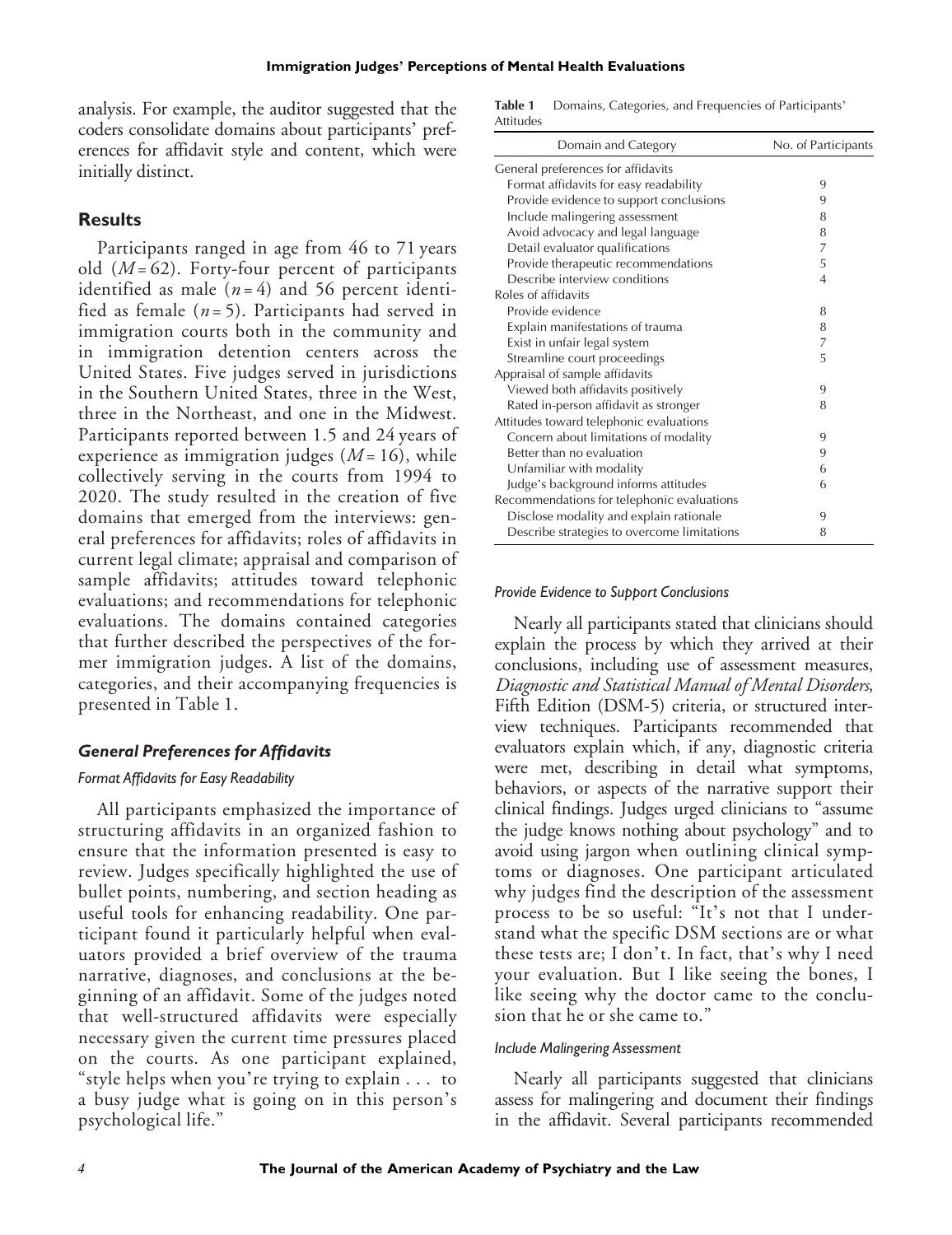analysis. For example, the auditor suggested that the coders consolidate domains about participants' preferences for affidavit style and content, which were initially distinct.

## Results

Participants ranged in age from 46 to 71 years old ($M = 62$). Forty-four percent of participants identified as male ($n = 4$) and 56 percent identified as female ($n = 5$). Participants had served in immigration courts both in the community and in immigration detention centers across the United States. Five judges served in jurisdictions in the Southern United States, three in the West, three in the Northeast, and one in the Midwest. Participants reported between 1.5 and 24 years of experience as immigration judges ($M = 16$), while collectively serving in the courts from 1994 to 2020. The study resulted in the creation of five domains that emerged from the interviews: general preferences for affidavits; roles of affidavits in current legal climate; appraisal and comparison of sample affidavits; attitudes toward telephonic evaluations; and recommendations for telephonic evaluations. The domains contained categories that further described the perspectives of the former immigration judges. A list of the domains, categories, and their accompanying frequencies is presented in Table 1.

**Table 1** Domains, Categories, and Frequencies of Participants' Attitudes

| Domain and Category | No. of Participants |
|---|---|
| General preferences for affidavits | |
| Format affidavits for easy readability | 9 |
| Provide evidence to support conclusions | 9 |
| Include malingering assessment | 8 |
| Avoid advocacy and legal language | 8 |
| Detail evaluator qualifications | 7 |
| Provide therapeutic recommendations | 5 |
| Describe interview conditions | 4 |
| Roles of affidavits | |
| Provide evidence | 8 |
| Explain manifestations of trauma | 8 |
| Exist in unfair legal system | 7 |
| Streamline court proceedings | 5 |
| Appraisal of sample affidavits | |
| Viewed both affidavits positively | 9 |
| Rated in-person affidavit as stronger | 8 |
| Attitudes toward telephonic evaluations | |
| Concern about limitations of modality | 9 |
| Better than no evaluation | 9 |
| Unfamiliar with modality | 6 |
| Judge's background informs attitudes | 6 |
| Recommendations for telephonic evaluations | |
| Disclose modality and explain rationale | 9 |
| Describe strategies to overcome limitations | 8 |

### General Preferences for Affidavits

#### Format Affidavits for Easy Readability

All participants emphasized the importance of structuring affidavits in an organized fashion to ensure that the information presented is easy to review. Judges specifically highlighted the use of bullet points, numbering, and section heading as useful tools for enhancing readability. One participant found it particularly helpful when evaluators provided a brief overview of the trauma narrative, diagnoses, and conclusions at the beginning of an affidavit. Some of the judges noted that well-structured affidavits were especially necessary given the current time pressures placed on the courts. As one participant explained, "style helps when you're trying to explain . . . to a busy judge what is going on in this person's psychological life."

#### Provide Evidence to Support Conclusions

Nearly all participants stated that clinicians should explain the process by which they arrived at their conclusions, including use of assessment measures, *Diagnostic and Statistical Manual of Mental Disorders*, Fifth Edition (DSM-5) criteria, or structured interview techniques. Participants recommended that evaluators explain which, if any, diagnostic criteria were met, describing in detail what symptoms, behaviors, or aspects of the narrative support their clinical findings. Judges urged clinicians to "assume the judge knows nothing about psychology" and to avoid using jargon when outlining clinical symptoms or diagnoses. One participant articulated why judges find the description of the assessment process to be so useful: "It's not that I understand what the specific DSM sections are or what these tests are; I don't. In fact, that's why I need your evaluation. But I like seeing the bones, I like seeing why the doctor came to the conclusion that he or she came to."

#### Include Malingering Assessment

Nearly all participants suggested that clinicians assess for malingering and document their findings in the affidavit. Several participants recommended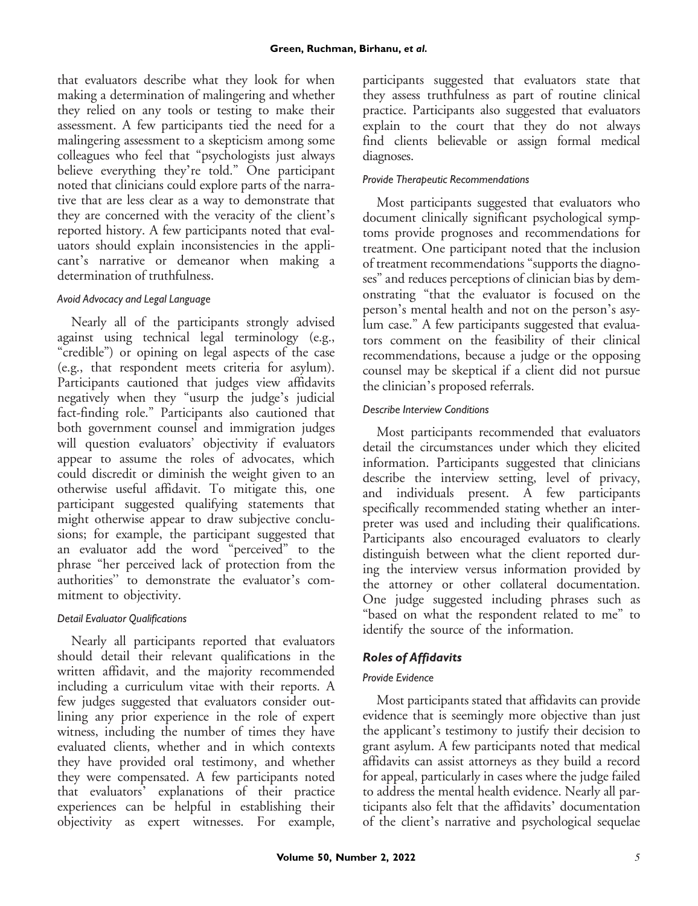that evaluators describe what they look for when making a determination of malingering and whether they relied on any tools or testing to make their assessment. A few participants tied the need for a malingering assessment to a skepticism among some colleagues who feel that "psychologists just always believe everything they're told." One participant noted that clinicians could explore parts of the narrative that are less clear as a way to demonstrate that they are concerned with the veracity of the client's reported history. A few participants noted that evaluators should explain inconsistencies in the applicant's narrative or demeanor when making a determination of truthfulness.

#### *Avoid Advocacy and Legal Language*

Nearly all of the participants strongly advised against using technical legal terminology (e.g., "credible") or opining on legal aspects of the case (e.g., that respondent meets criteria for asylum). Participants cautioned that judges view affidavits negatively when they "usurp the judge's judicial fact-finding role." Participants also cautioned that both government counsel and immigration judges will question evaluators' objectivity if evaluators appear to assume the roles of advocates, which could discredit or diminish the weight given to an otherwise useful affidavit. To mitigate this, one participant suggested qualifying statements that might otherwise appear to draw subjective conclusions; for example, the participant suggested that an evaluator add the word "perceived" to the phrase "her perceived lack of protection from the authorities" to demonstrate the evaluator's commitment to objectivity.

#### *Detail Evaluator Qualifications*

Nearly all participants reported that evaluators should detail their relevant qualifications in the written affidavit, and the majority recommended including a curriculum vitae with their reports. A few judges suggested that evaluators consider outlining any prior experience in the role of expert witness, including the number of times they have evaluated clients, whether and in which contexts they have provided oral testimony, and whether they were compensated. A few participants noted that evaluators' explanations of their practice experiences can be helpful in establishing their objectivity as expert witnesses. For example, participants suggested that evaluators state that they assess truthfulness as part of routine clinical practice. Participants also suggested that evaluators explain to the court that they do not always find clients believable or assign formal medical diagnoses.

#### *Provide Therapeutic Recommendations*

Most participants suggested that evaluators who document clinically significant psychological symptoms provide prognoses and recommendations for treatment. One participant noted that the inclusion of treatment recommendations "supports the diagnoses" and reduces perceptions of clinician bias by demonstrating "that the evaluator is focused on the person's mental health and not on the person's asylum case." A few participants suggested that evaluators comment on the feasibility of their clinical recommendations, because a judge or the opposing counsel may be skeptical if a client did not pursue the clinician's proposed referrals.

#### *Describe Interview Conditions*

Most participants recommended that evaluators detail the circumstances under which they elicited information. Participants suggested that clinicians describe the interview setting, level of privacy, and individuals present. A few participants specifically recommended stating whether an interpreter was used and including their qualifications. Participants also encouraged evaluators to clearly distinguish between what the client reported during the interview versus information provided by the attorney or other collateral documentation. One judge suggested including phrases such as "based on what the respondent related to me" to identify the source of the information.

### *Roles of Affidavits*

#### *Provide Evidence*

Most participants stated that affidavits can provide evidence that is seemingly more objective than just the applicant's testimony to justify their decision to grant asylum. A few participants noted that medical affidavits can assist attorneys as they build a record for appeal, particularly in cases where the judge failed to address the mental health evidence. Nearly all participants also felt that the affidavits' documentation of the client's narrative and psychological sequelae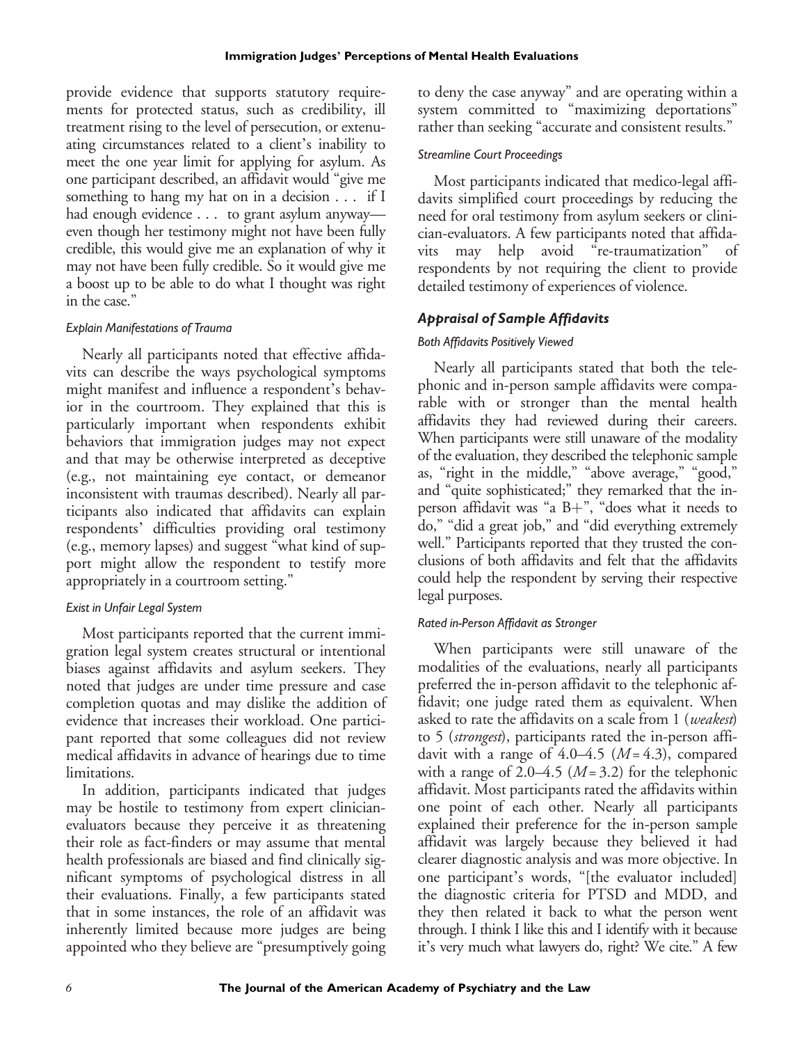provide evidence that supports statutory requirements for protected status, such as credibility, ill treatment rising to the level of persecution, or extenuating circumstances related to a client's inability to meet the one year limit for applying for asylum. As one participant described, an affidavit would "give me something to hang my hat on in a decision . . . if I had enough evidence . . . to grant asylum anyway—even though her testimony might not have been fully credible, this would give me an explanation of why it may not have been fully credible. So it would give me a boost up to be able to do what I thought was right in the case."

#### *Explain Manifestations of Trauma*

Nearly all participants noted that effective affidavits can describe the ways psychological symptoms might manifest and influence a respondent's behavior in the courtroom. They explained that this is particularly important when respondents exhibit behaviors that immigration judges may not expect and that may be otherwise interpreted as deceptive (e.g., not maintaining eye contact, or demeanor inconsistent with traumas described). Nearly all participants also indicated that affidavits can explain respondents' difficulties providing oral testimony (e.g., memory lapses) and suggest "what kind of support might allow the respondent to testify more appropriately in a courtroom setting."

#### *Exist in Unfair Legal System*

Most participants reported that the current immigration legal system creates structural or intentional biases against affidavits and asylum seekers. They noted that judges are under time pressure and case completion quotas and may dislike the addition of evidence that increases their workload. One participant reported that some colleagues did not review medical affidavits in advance of hearings due to time limitations.

In addition, participants indicated that judges may be hostile to testimony from expert clinician-evaluators because they perceive it as threatening their role as fact-finders or may assume that mental health professionals are biased and find clinically significant symptoms of psychological distress in all their evaluations. Finally, a few participants stated that in some instances, the role of an affidavit was inherently limited because more judges are being appointed who they believe are "presumptively going to deny the case anyway" and are operating within a system committed to "maximizing deportations" rather than seeking "accurate and consistent results."

#### *Streamline Court Proceedings*

Most participants indicated that medico-legal affidavits simplified court proceedings by reducing the need for oral testimony from asylum seekers or clinician-evaluators. A few participants noted that affidavits may help avoid "re-traumatization" of respondents by not requiring the client to provide detailed testimony of experiences of violence.

### *Appraisal of Sample Affidavits*

#### *Both Affidavits Positively Viewed*

Nearly all participants stated that both the telephonic and in-person sample affidavits were comparable with or stronger than the mental health affidavits they had reviewed during their careers. When participants were still unaware of the modality of the evaluation, they described the telephonic sample as, "right in the middle," "above average," "good," and "quite sophisticated;" they remarked that the in-person affidavit was "a B+", "does what it needs to do," "did a great job," and "did everything extremely well." Participants reported that they trusted the conclusions of both affidavits and felt that the affidavits could help the respondent by serving their respective legal purposes.

#### *Rated in-Person Affidavit as Stronger*

When participants were still unaware of the modalities of the evaluations, nearly all participants preferred the in-person affidavit to the telephonic affidavit; one judge rated them as equivalent. When asked to rate the affidavits on a scale from 1 (*weakest*) to 5 (*strongest*), participants rated the in-person affidavit with a range of 4.0–4.5 ($M = 4.3$), compared with a range of 2.0–4.5 ($M = 3.2$) for the telephonic affidavit. Most participants rated the affidavits within one point of each other. Nearly all participants explained their preference for the in-person sample affidavit was largely because they believed it had clearer diagnostic analysis and was more objective. In one participant's words, "[the evaluator included] the diagnostic criteria for PTSD and MDD, and they then related it back to what the person went through. I think I like this and I identify with it because it's very much what lawyers do, right? We cite." A few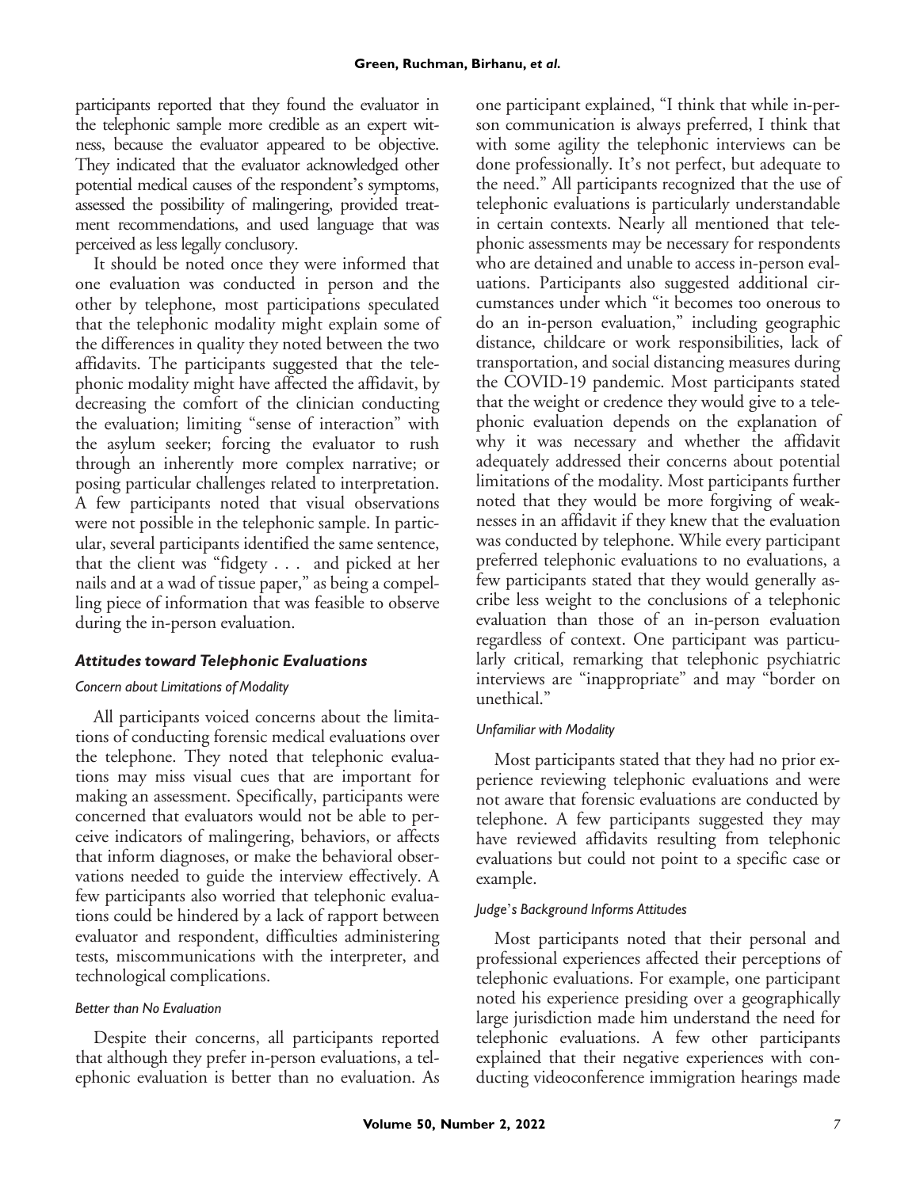participants reported that they found the evaluator in the telephonic sample more credible as an expert witness, because the evaluator appeared to be objective. They indicated that the evaluator acknowledged other potential medical causes of the respondent's symptoms, assessed the possibility of malingering, provided treatment recommendations, and used language that was perceived as less legally conclusory.

It should be noted once they were informed that one evaluation was conducted in person and the other by telephone, most participations speculated that the telephonic modality might explain some of the differences in quality they noted between the two affidavits. The participants suggested that the telephonic modality might have affected the affidavit, by decreasing the comfort of the clinician conducting the evaluation; limiting "sense of interaction" with the asylum seeker; forcing the evaluator to rush through an inherently more complex narrative; or posing particular challenges related to interpretation. A few participants noted that visual observations were not possible in the telephonic sample. In particular, several participants identified the same sentence, that the client was "fidgety . . . and picked at her nails and at a wad of tissue paper," as being a compelling piece of information that was feasible to observe during the in-person evaluation.

### *Attitudes toward Telephonic Evaluations*

#### *Concern about Limitations of Modality*

All participants voiced concerns about the limitations of conducting forensic medical evaluations over the telephone. They noted that telephonic evaluations may miss visual cues that are important for making an assessment. Specifically, participants were concerned that evaluators would not be able to perceive indicators of malingering, behaviors, or affects that inform diagnoses, or make the behavioral observations needed to guide the interview effectively. A few participants also worried that telephonic evaluations could be hindered by a lack of rapport between evaluator and respondent, difficulties administering tests, miscommunications with the interpreter, and technological complications.

#### *Better than No Evaluation*

Despite their concerns, all participants reported that although they prefer in-person evaluations, a telephonic evaluation is better than no evaluation. As one participant explained, "I think that while in-person communication is always preferred, I think that with some agility the telephonic interviews can be done professionally. It's not perfect, but adequate to the need." All participants recognized that the use of telephonic evaluations is particularly understandable in certain contexts. Nearly all mentioned that telephonic assessments may be necessary for respondents who are detained and unable to access in-person evaluations. Participants also suggested additional circumstances under which "it becomes too onerous to do an in-person evaluation," including geographic distance, childcare or work responsibilities, lack of transportation, and social distancing measures during the COVID-19 pandemic. Most participants stated that the weight or credence they would give to a telephonic evaluation depends on the explanation of why it was necessary and whether the affidavit adequately addressed their concerns about potential limitations of the modality. Most participants further noted that they would be more forgiving of weaknesses in an affidavit if they knew that the evaluation was conducted by telephone. While every participant preferred telephonic evaluations to no evaluations, a few participants stated that they would generally ascribe less weight to the conclusions of a telephonic evaluation than those of an in-person evaluation regardless of context. One participant was particularly critical, remarking that telephonic psychiatric interviews are "inappropriate" and may "border on unethical."

#### *Unfamiliar with Modality*

Most participants stated that they had no prior experience reviewing telephonic evaluations and were not aware that forensic evaluations are conducted by telephone. A few participants suggested they may have reviewed affidavits resulting from telephonic evaluations but could not point to a specific case or example.

#### *Judge's Background Informs Attitudes*

Most participants noted that their personal and professional experiences affected their perceptions of telephonic evaluations. For example, one participant noted his experience presiding over a geographically large jurisdiction made him understand the need for telephonic evaluations. A few other participants explained that their negative experiences with conducting videoconference immigration hearings made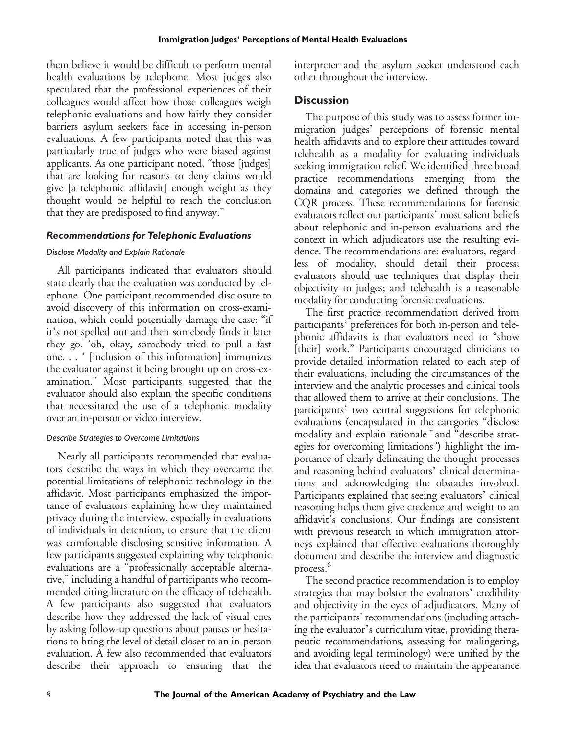them believe it would be difficult to perform mental health evaluations by telephone. Most judges also speculated that the professional experiences of their colleagues would affect how those colleagues weigh telephonic evaluations and how fairly they consider barriers asylum seekers face in accessing in-person evaluations. A few participants noted that this was particularly true of judges who were biased against applicants. As one participant noted, "those [judges] that are looking for reasons to deny claims would give [a telephonic affidavit] enough weight as they thought would be helpful to reach the conclusion that they are predisposed to find anyway."

### *Recommendations for Telephonic Evaluations*

#### *Disclose Modality and Explain Rationale*

All participants indicated that evaluators should state clearly that the evaluation was conducted by telephone. One participant recommended disclosure to avoid discovery of this information on cross-examination, which could potentially damage the case: "if it's not spelled out and then somebody finds it later they go, 'oh, okay, somebody tried to pull a fast one. . . ' [inclusion of this information] immunizes the evaluator against it being brought up on cross-examination." Most participants suggested that the evaluator should also explain the specific conditions that necessitated the use of a telephonic modality over an in-person or video interview.

#### *Describe Strategies to Overcome Limitations*

Nearly all participants recommended that evaluators describe the ways in which they overcame the potential limitations of telephonic technology in the affidavit. Most participants emphasized the importance of evaluators explaining how they maintained privacy during the interview, especially in evaluations of individuals in detention, to ensure that the client was comfortable disclosing sensitive information. A few participants suggested explaining why telephonic evaluations are a "professionally acceptable alternative," including a handful of participants who recommended citing literature on the efficacy of telehealth. A few participants also suggested that evaluators describe how they addressed the lack of visual cues by asking follow-up questions about pauses or hesitations to bring the level of detail closer to an in-person evaluation. A few also recommended that evaluators describe their approach to ensuring that the interpreter and the asylum seeker understood each other throughout the interview.

## Discussion

The purpose of this study was to assess former immigration judges' perceptions of forensic mental health affidavits and to explore their attitudes toward telehealth as a modality for evaluating individuals seeking immigration relief. We identified three broad practice recommendations emerging from the domains and categories we defined through the CQR process. These recommendations for forensic evaluators reflect our participants' most salient beliefs about telephonic and in-person evaluations and the context in which adjudicators use the resulting evidence. The recommendations are: evaluators, regardless of modality, should detail their process; evaluators should use techniques that display their objectivity to judges; and telehealth is a reasonable modality for conducting forensic evaluations.

The first practice recommendation derived from participants' preferences for both in-person and telephonic affidavits is that evaluators need to "show [their] work." Participants encouraged clinicians to provide detailed information related to each step of their evaluations, including the circumstances of the interview and the analytic processes and clinical tools that allowed them to arrive at their conclusions. The participants' two central suggestions for telephonic evaluations (encapsulated in the categories "disclose modality and explain rationale*"* and "describe strategies for overcoming limitations*"*) highlight the importance of clearly delineating the thought processes and reasoning behind evaluators' clinical determinations and acknowledging the obstacles involved. Participants explained that seeing evaluators' clinical reasoning helps them give credence and weight to an affidavit's conclusions. Our findings are consistent with previous research in which immigration attorneys explained that effective evaluations thoroughly document and describe the interview and diagnostic process.[6]

The second practice recommendation is to employ strategies that may bolster the evaluators' credibility and objectivity in the eyes of adjudicators. Many of the participants' recommendations (including attaching the evaluator's curriculum vitae, providing therapeutic recommendations, assessing for malingering, and avoiding legal terminology) were unified by the idea that evaluators need to maintain the appearance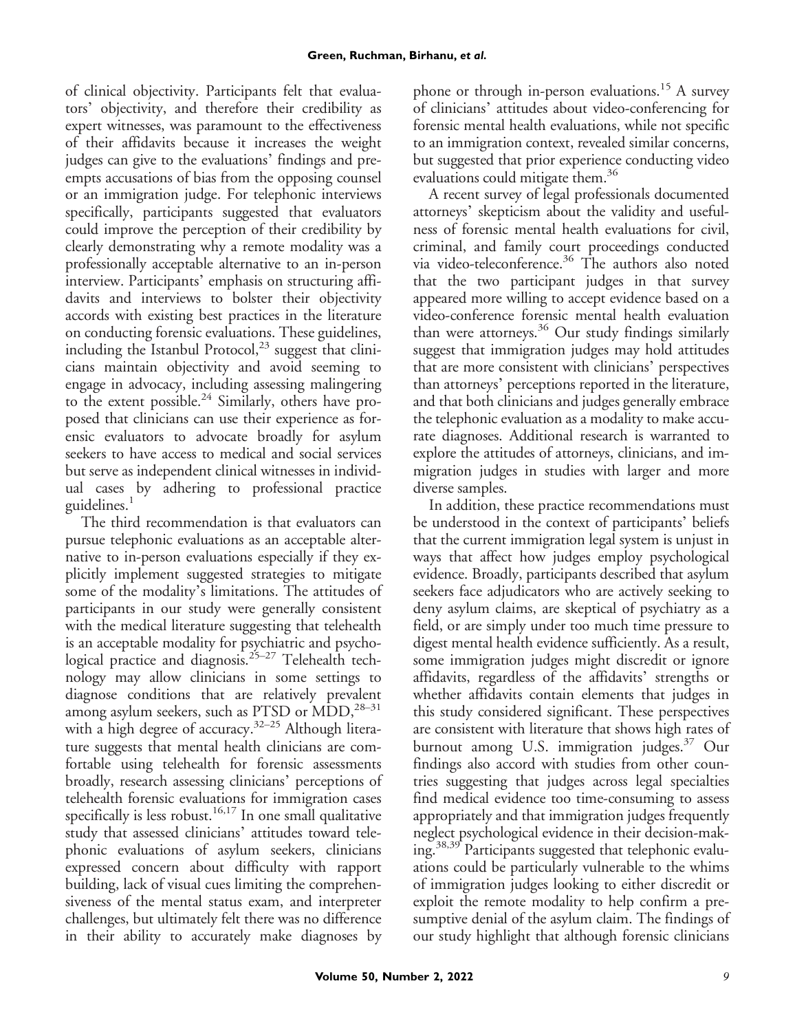of clinical objectivity. Participants felt that evaluators' objectivity, and therefore their credibility as expert witnesses, was paramount to the effectiveness of their affidavits because it increases the weight judges can give to the evaluations' findings and preempts accusations of bias from the opposing counsel or an immigration judge. For telephonic interviews specifically, participants suggested that evaluators could improve the perception of their credibility by clearly demonstrating why a remote modality was a professionally acceptable alternative to an in-person interview. Participants' emphasis on structuring affidavits and interviews to bolster their objectivity accords with existing best practices in the literature on conducting forensic evaluations. These guidelines, including the Istanbul Protocol,[23] suggest that clinicians maintain objectivity and avoid seeming to engage in advocacy, including assessing malingering to the extent possible.[24] Similarly, others have proposed that clinicians can use their experience as forensic evaluators to advocate broadly for asylum seekers to have access to medical and social services but serve as independent clinical witnesses in individual cases by adhering to professional practice guidelines.[1]

The third recommendation is that evaluators can pursue telephonic evaluations as an acceptable alternative to in-person evaluations especially if they explicitly implement suggested strategies to mitigate some of the modality's limitations. The attitudes of participants in our study were generally consistent with the medical literature suggesting that telehealth is an acceptable modality for psychiatric and psychological practice and diagnosis.[25–27] Telehealth technology may allow clinicians in some settings to diagnose conditions that are relatively prevalent among asylum seekers, such as PTSD or MDD,[28–31] with a high degree of accuracy.[32–25] Although literature suggests that mental health clinicians are comfortable using telehealth for forensic assessments broadly, research assessing clinicians' perceptions of telehealth forensic evaluations for immigration cases specifically is less robust.[16,17] In one small qualitative study that assessed clinicians' attitudes toward telephonic evaluations of asylum seekers, clinicians expressed concern about difficulty with rapport building, lack of visual cues limiting the comprehensiveness of the mental status exam, and interpreter challenges, but ultimately felt there was no difference in their ability to accurately make diagnoses by phone or through in-person evaluations.[15] A survey of clinicians' attitudes about video-conferencing for forensic mental health evaluations, while not specific to an immigration context, revealed similar concerns, but suggested that prior experience conducting video evaluations could mitigate them.[36]

A recent survey of legal professionals documented attorneys' skepticism about the validity and usefulness of forensic mental health evaluations for civil, criminal, and family court proceedings conducted via video-teleconference.[36] The authors also noted that the two participant judges in that survey appeared more willing to accept evidence based on a video-conference forensic mental health evaluation than were attorneys.[36] Our study findings similarly suggest that immigration judges may hold attitudes that are more consistent with clinicians' perspectives than attorneys' perceptions reported in the literature, and that both clinicians and judges generally embrace the telephonic evaluation as a modality to make accurate diagnoses. Additional research is warranted to explore the attitudes of attorneys, clinicians, and immigration judges in studies with larger and more diverse samples.

In addition, these practice recommendations must be understood in the context of participants' beliefs that the current immigration legal system is unjust in ways that affect how judges employ psychological evidence. Broadly, participants described that asylum seekers face adjudicators who are actively seeking to deny asylum claims, are skeptical of psychiatry as a field, or are simply under too much time pressure to digest mental health evidence sufficiently. As a result, some immigration judges might discredit or ignore affidavits, regardless of the affidavits' strengths or whether affidavits contain elements that judges in this study considered significant. These perspectives are consistent with literature that shows high rates of burnout among U.S. immigration judges.[37] Our findings also accord with studies from other countries suggesting that judges across legal specialties find medical evidence too time-consuming to assess appropriately and that immigration judges frequently neglect psychological evidence in their decision-making.[38,39] Participants suggested that telephonic evaluations could be particularly vulnerable to the whims of immigration judges looking to either discredit or exploit the remote modality to help confirm a presumptive denial of the asylum claim. The findings of our study highlight that although forensic clinicians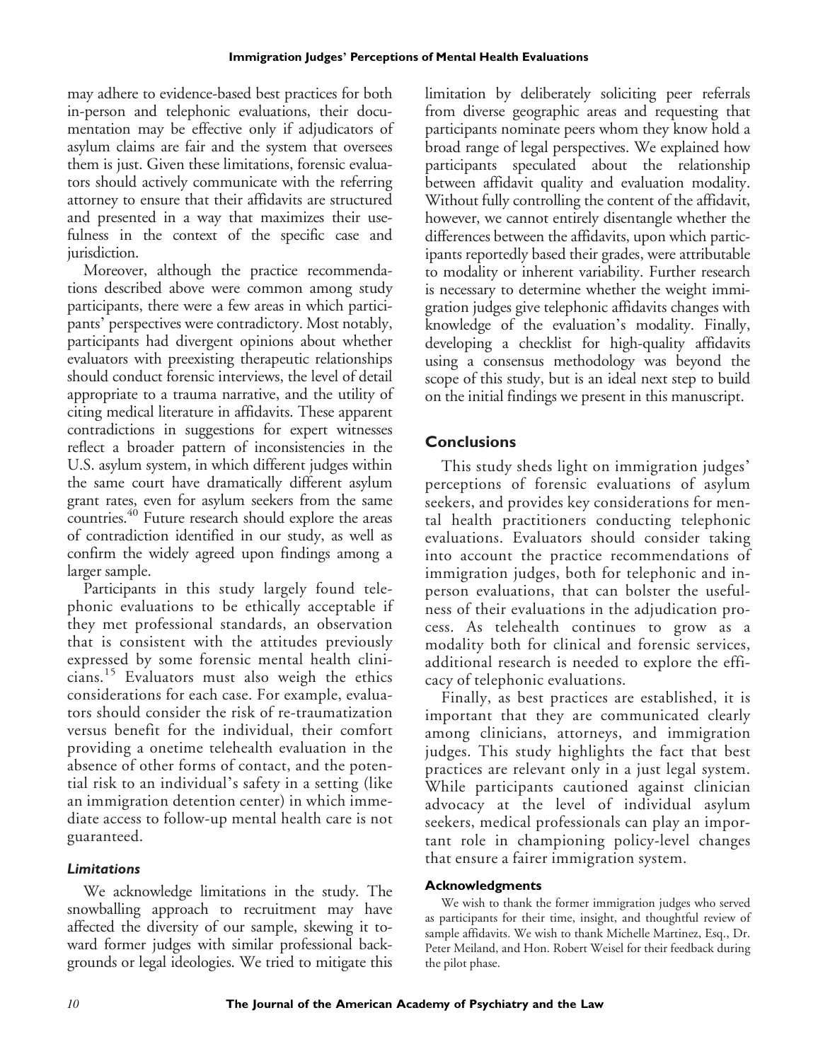may adhere to evidence-based best practices for both in-person and telephonic evaluations, their documentation may be effective only if adjudicators of asylum claims are fair and the system that oversees them is just. Given these limitations, forensic evaluators should actively communicate with the referring attorney to ensure that their affidavits are structured and presented in a way that maximizes their usefulness in the context of the specific case and jurisdiction.

Moreover, although the practice recommendations described above were common among study participants, there were a few areas in which participants' perspectives were contradictory. Most notably, participants had divergent opinions about whether evaluators with preexisting therapeutic relationships should conduct forensic interviews, the level of detail appropriate to a trauma narrative, and the utility of citing medical literature in affidavits. These apparent contradictions in suggestions for expert witnesses reflect a broader pattern of inconsistencies in the U.S. asylum system, in which different judges within the same court have dramatically different asylum grant rates, even for asylum seekers from the same countries.[40] Future research should explore the areas of contradiction identified in our study, as well as confirm the widely agreed upon findings among a larger sample.

Participants in this study largely found telephonic evaluations to be ethically acceptable if they met professional standards, an observation that is consistent with the attitudes previously expressed by some forensic mental health clinicians.[15] Evaluators must also weigh the ethics considerations for each case. For example, evaluators should consider the risk of re-traumatization versus benefit for the individual, their comfort providing a onetime telehealth evaluation in the absence of other forms of contact, and the potential risk to an individual's safety in a setting (like an immigration detention center) in which immediate access to follow-up mental health care is not guaranteed.

### *Limitations*

We acknowledge limitations in the study. The snowballing approach to recruitment may have affected the diversity of our sample, skewing it toward former judges with similar professional backgrounds or legal ideologies. We tried to mitigate this limitation by deliberately soliciting peer referrals from diverse geographic areas and requesting that participants nominate peers whom they know hold a broad range of legal perspectives. We explained how participants speculated about the relationship between affidavit quality and evaluation modality. Without fully controlling the content of the affidavit, however, we cannot entirely disentangle whether the differences between the affidavits, upon which participants reportedly based their grades, were attributable to modality or inherent variability. Further research is necessary to determine whether the weight immigration judges give telephonic affidavits changes with knowledge of the evaluation's modality. Finally, developing a checklist for high-quality affidavits using a consensus methodology was beyond the scope of this study, but is an ideal next step to build on the initial findings we present in this manuscript.

## Conclusions

This study sheds light on immigration judges' perceptions of forensic evaluations of asylum seekers, and provides key considerations for mental health practitioners conducting telephonic evaluations. Evaluators should consider taking into account the practice recommendations of immigration judges, both for telephonic and in-person evaluations, that can bolster the usefulness of their evaluations in the adjudication process. As telehealth continues to grow as a modality both for clinical and forensic services, additional research is needed to explore the efficacy of telephonic evaluations.

Finally, as best practices are established, it is important that they are communicated clearly among clinicians, attorneys, and immigration judges. This study highlights the fact that best practices are relevant only in a just legal system. While participants cautioned against clinician advocacy at the level of individual asylum seekers, medical professionals can play an important role in championing policy-level changes that ensure a fairer immigration system.

### Acknowledgments

We wish to thank the former immigration judges who served as participants for their time, insight, and thoughtful review of sample affidavits. We wish to thank Michelle Martinez, Esq., Dr. Peter Meiland, and Hon. Robert Weisel for their feedback during the pilot phase.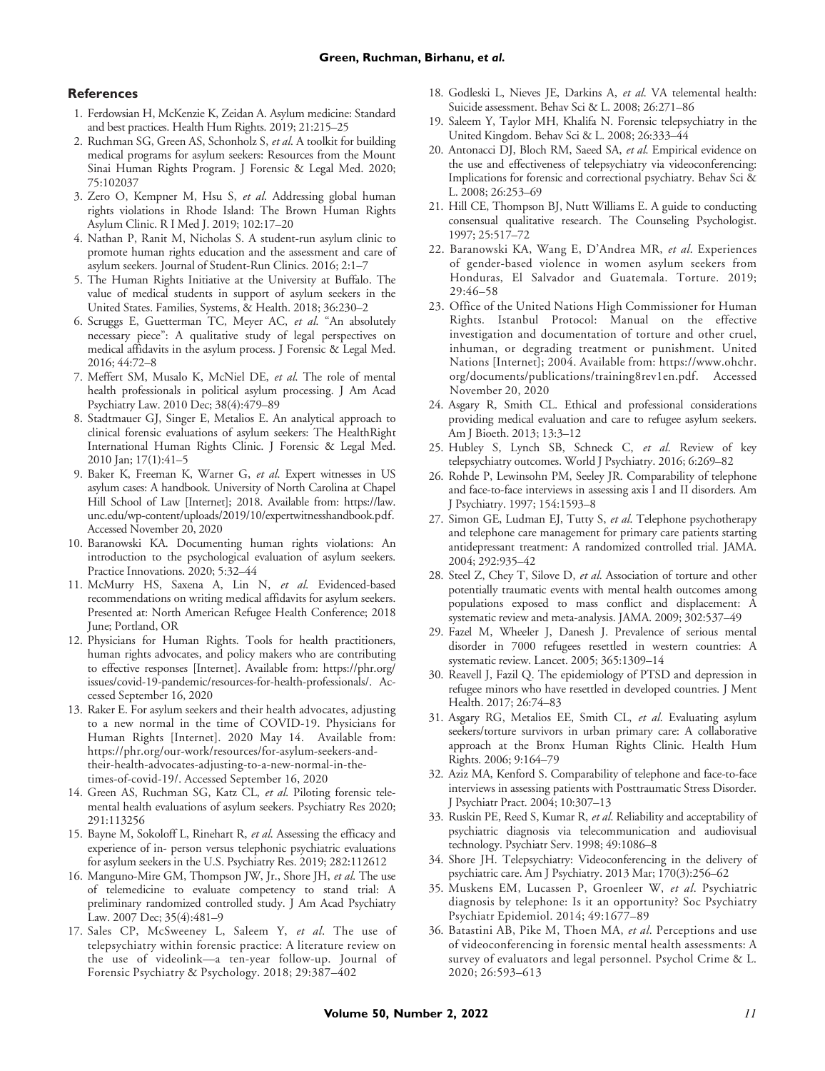## References

1. Ferdowsian H, McKenzie K, Zeidan A. Asylum medicine: Standard and best practices. Health Hum Rights. 2019; 21:215–25
2. Ruchman SG, Green AS, Schonholz S, *et al*. A toolkit for building medical programs for asylum seekers: Resources from the Mount Sinai Human Rights Program. J Forensic & Legal Med. 2020; 75:102037
3. Zero O, Kempner M, Hsu S, *et al*. Addressing global human rights violations in Rhode Island: The Brown Human Rights Asylum Clinic. R I Med J. 2019; 102:17–20
4. Nathan P, Ranit M, Nicholas S. A student-run asylum clinic to promote human rights education and the assessment and care of asylum seekers. Journal of Student-Run Clinics. 2016; 2:1–7
5. The Human Rights Initiative at the University at Buffalo. The value of medical students in support of asylum seekers in the United States. Families, Systems, & Health. 2018; 36:230–2
6. Scruggs E, Guetterman TC, Meyer AC, *et al*. "An absolutely necessary piece": A qualitative study of legal perspectives on medical affidavits in the asylum process. J Forensic & Legal Med. 2016; 44:72–8
7. Meffert SM, Musalo K, McNiel DE, *et al*. The role of mental health professionals in political asylum processing. J Am Acad Psychiatry Law. 2010 Dec; 38(4):479–89
8. Stadtmauer GJ, Singer E, Metalios E. An analytical approach to clinical forensic evaluations of asylum seekers: The HealthRight International Human Rights Clinic. J Forensic & Legal Med. 2010 Jan; 17(1):41–5
9. Baker K, Freeman K, Warner G, *et al*. Expert witnesses in US asylum cases: A handbook. University of North Carolina at Chapel Hill School of Law [Internet]; 2018. Available from: https://law.unc.edu/wp-content/uploads/2019/10/expertwitnesshandbook.pdf. Accessed November 20, 2020
10. Baranowski KA. Documenting human rights violations: An introduction to the psychological evaluation of asylum seekers. Practice Innovations. 2020; 5:32–44
11. McMurry HS, Saxena A, Lin N, *et al*. Evidenced-based recommendations on writing medical affidavits for asylum seekers. Presented at: North American Refugee Health Conference; 2018 June; Portland, OR
12. Physicians for Human Rights. Tools for health practitioners, human rights advocates, and policy makers who are contributing to effective responses [Internet]. Available from: https://phr.org/issues/covid-19-pandemic/resources-for-health-professionals/. Accessed September 16, 2020
13. Raker E. For asylum seekers and their health advocates, adjusting to a new normal in the time of COVID-19. Physicians for Human Rights [Internet]. 2020 May 14. Available from: https://phr.org/our-work/resources/for-asylum-seekers-and-their-health-advocates-adjusting-to-a-new-normal-in-the-times-of-covid-19/. Accessed September 16, 2020
14. Green AS, Ruchman SG, Katz CL, *et al*. Piloting forensic telemental health evaluations of asylum seekers. Psychiatry Res 2020; 291:113256
15. Bayne M, Sokoloff L, Rinehart R, *et al*. Assessing the efficacy and experience of in- person versus telephonic psychiatric evaluations for asylum seekers in the U.S. Psychiatry Res. 2019; 282:112612
16. Manguno-Mire GM, Thompson JW, Jr., Shore JH, *et al*. The use of telemedicine to evaluate competency to stand trial: A preliminary randomized controlled study. J Am Acad Psychiatry Law. 2007 Dec; 35(4):481–9
17. Sales CP, McSweeney L, Saleem Y, *et al*. The use of telepsychiatry within forensic practice: A literature review on the use of videolink—a ten-year follow-up. Journal of Forensic Psychiatry & Psychology. 2018; 29:387–402
18. Godleski L, Nieves JE, Darkins A, *et al*. VA telemental health: Suicide assessment. Behav Sci & L. 2008; 26:271–86
19. Saleem Y, Taylor MH, Khalifa N. Forensic telepsychiatry in the United Kingdom. Behav Sci & L. 2008; 26:333–44
20. Antonacci DJ, Bloch RM, Saeed SA, *et al*. Empirical evidence on the use and effectiveness of telepsychiatry via videoconferencing: Implications for forensic and correctional psychiatry. Behav Sci & L. 2008; 26:253–69
21. Hill CE, Thompson BJ, Nutt Williams E. A guide to conducting consensual qualitative research. The Counseling Psychologist. 1997; 25:517–72
22. Baranowski KA, Wang E, D'Andrea MR, *et al*. Experiences of gender-based violence in women asylum seekers from Honduras, El Salvador and Guatemala. Torture. 2019; 29:46–58
23. Office of the United Nations High Commissioner for Human Rights. Istanbul Protocol: Manual on the effective investigation and documentation of torture and other cruel, inhuman, or degrading treatment or punishment. United Nations [Internet]; 2004. Available from: https://www.ohchr.org/documents/publications/training8rev1en.pdf. Accessed November 20, 2020
24. Asgary R, Smith CL. Ethical and professional considerations providing medical evaluation and care to refugee asylum seekers. Am J Bioeth. 2013; 13:3–12
25. Hubley S, Lynch SB, Schneck C, *et al*. Review of key telepsychiatry outcomes. World J Psychiatry. 2016; 6:269–82
26. Rohde P, Lewinsohn PM, Seeley JR. Comparability of telephone and face-to-face interviews in assessing axis I and II disorders. Am J Psychiatry. 1997; 154:1593–8
27. Simon GE, Ludman EJ, Tutty S, *et al*. Telephone psychotherapy and telephone care management for primary care patients starting antidepressant treatment: A randomized controlled trial. JAMA. 2004; 292:935–42
28. Steel Z, Chey T, Silove D, *et al*. Association of torture and other potentially traumatic events with mental health outcomes among populations exposed to mass conflict and displacement: A systematic review and meta-analysis. JAMA. 2009; 302:537–49
29. Fazel M, Wheeler J, Danesh J. Prevalence of serious mental disorder in 7000 refugees resettled in western countries: A systematic review. Lancet. 2005; 365:1309–14
30. Reavell J, Fazil Q. The epidemiology of PTSD and depression in refugee minors who have resettled in developed countries. J Ment Health. 2017; 26:74–83
31. Asgary RG, Metalios EE, Smith CL, *et al*. Evaluating asylum seekers/torture survivors in urban primary care: A collaborative approach at the Bronx Human Rights Clinic. Health Hum Rights. 2006; 9:164–79
32. Aziz MA, Kenford S. Comparability of telephone and face-to-face interviews in assessing patients with Posttraumatic Stress Disorder. J Psychiatr Pract. 2004; 10:307–13
33. Ruskin PE, Reed S, Kumar R, *et al*. Reliability and acceptability of psychiatric diagnosis via telecommunication and audiovisual technology. Psychiatr Serv. 1998; 49:1086–8
34. Shore JH. Telepsychiatry: Videoconferencing in the delivery of psychiatric care. Am J Psychiatry. 2013 Mar; 170(3):256–62
35. Muskens EM, Lucassen P, Groenleer W, *et al*. Psychiatric diagnosis by telephone: Is it an opportunity? Soc Psychiatry Psychiatr Epidemiol. 2014; 49:1677–89
36. Batastini AB, Pike M, Thoen MA, *et al*. Perceptions and use of videoconferencing in forensic mental health assessments: A survey of evaluators and legal personnel. Psychol Crime & L. 2020; 26:593–613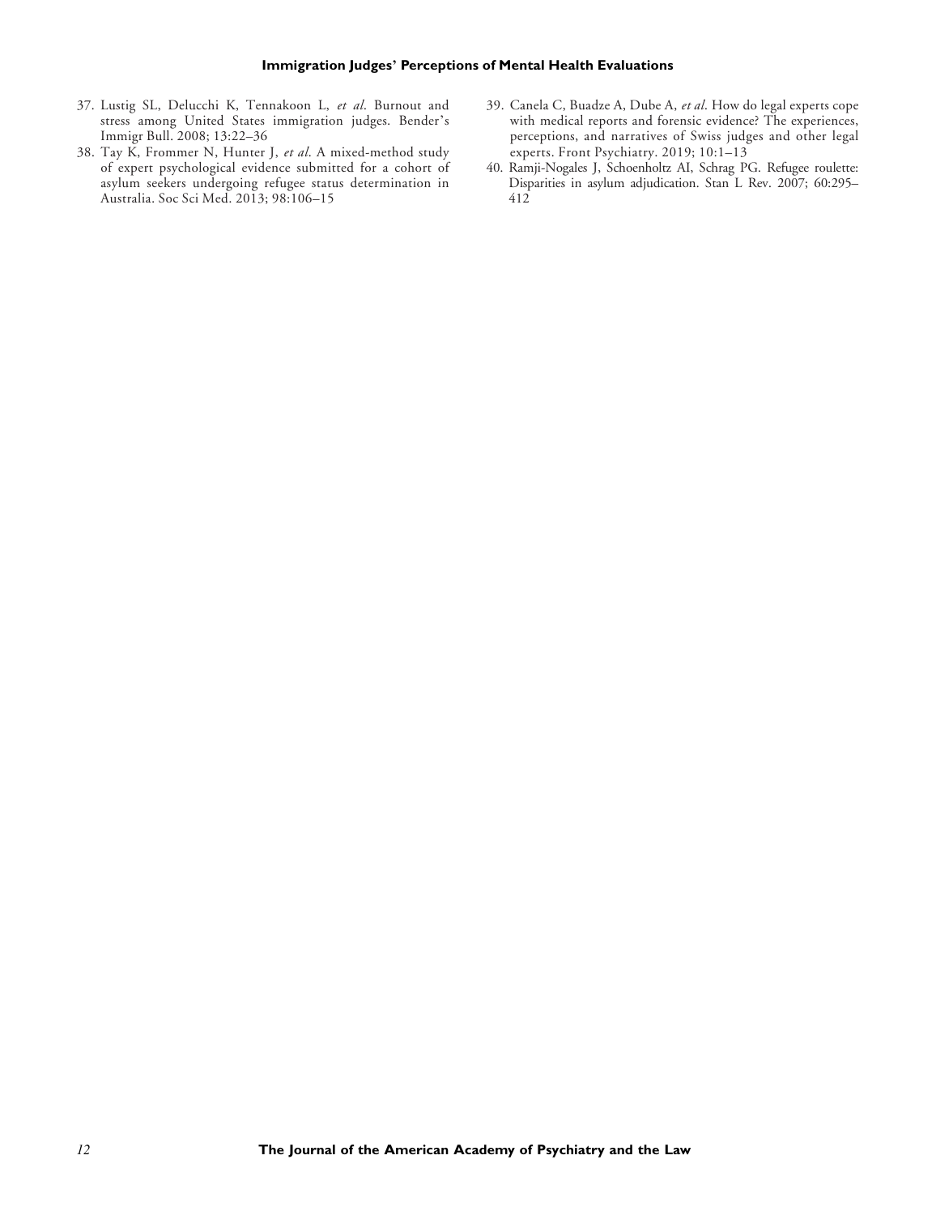37. Lustig SL, Delucchi K, Tennakoon L, *et al*. Burnout and stress among United States immigration judges. Bender's Immigr Bull. 2008; 13:22–36
38. Tay K, Frommer N, Hunter J, *et al*. A mixed-method study of expert psychological evidence submitted for a cohort of asylum seekers undergoing refugee status determination in Australia. Soc Sci Med. 2013; 98:106–15
39. Canela C, Buadze A, Dube A, *et al*. How do legal experts cope with medical reports and forensic evidence? The experiences, perceptions, and narratives of Swiss judges and other legal experts. Front Psychiatry. 2019; 10:1–13
40. Ramji-Nogales J, Schoenholtz AI, Schrag PG. Refugee roulette: Disparities in asylum adjudication. Stan L Rev. 2007; 60:295–412